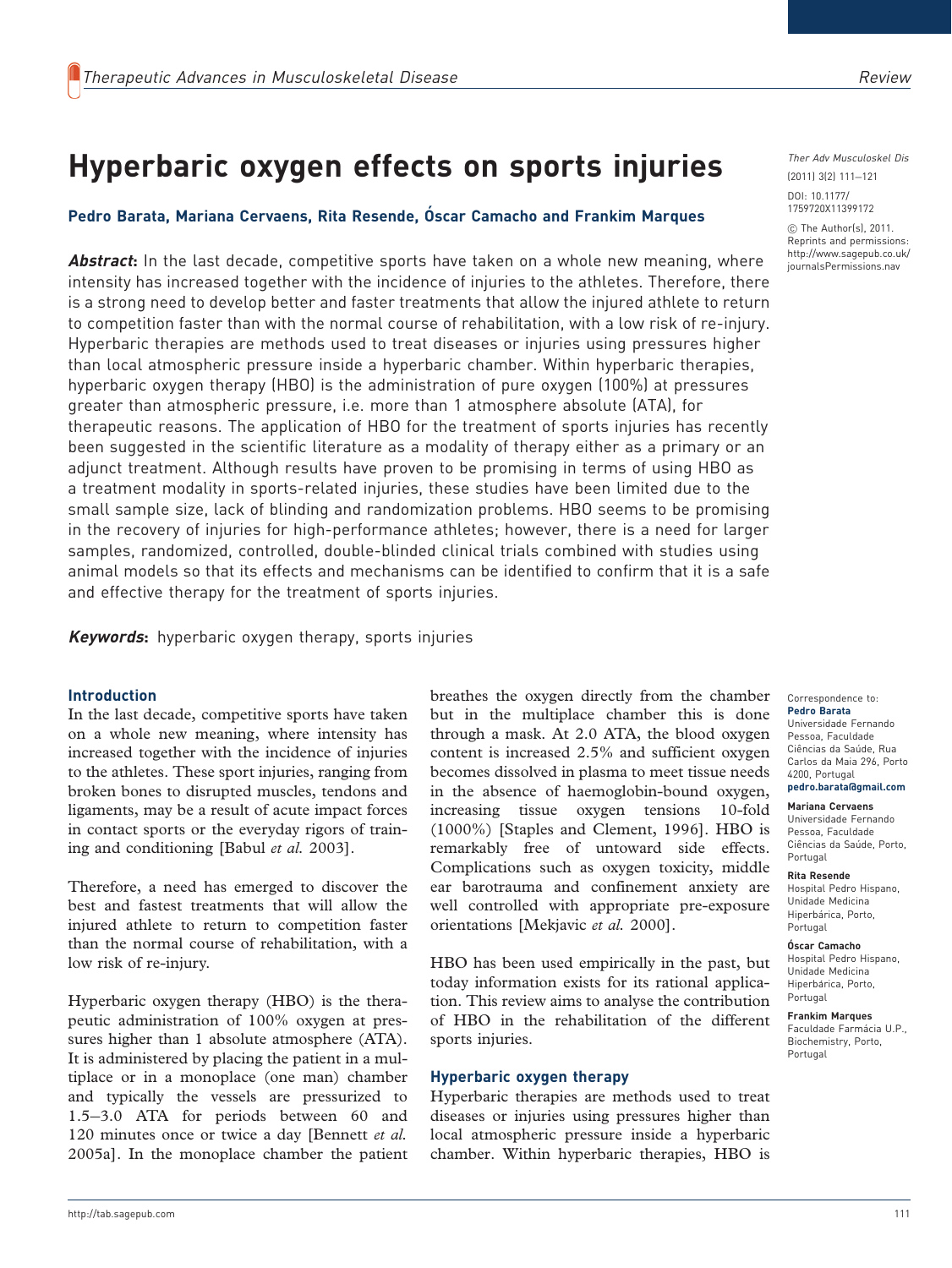# Hyperbaric oxygen effects on sports injuries

**Pedro Barata, Mariana Cervaens, Rita Resende, Óscar Camacho and Frankim Marques**

***Abstract*:** In the last decade, competitive sports have taken on a whole new meaning, where intensity has increased together with the incidence of injuries to the athletes. Therefore, there is a strong need to develop better and faster treatments that allow the injured athlete to return to competition faster than with the normal course of rehabilitation, with a low risk of re-injury. Hyperbaric therapies are methods used to treat diseases or injuries using pressures higher than local atmospheric pressure inside a hyperbaric chamber. Within hyperbaric therapies, hyperbaric oxygen therapy (HBO) is the administration of pure oxygen (100%) at pressures greater than atmospheric pressure, i.e. more than 1 atmosphere absolute (ATA), for therapeutic reasons. The application of HBO for the treatment of sports injuries has recently been suggested in the scientific literature as a modality of therapy either as a primary or an adjunct treatment. Although results have proven to be promising in terms of using HBO as a treatment modality in sports-related injuries, these studies have been limited due to the small sample size, lack of blinding and randomization problems. HBO seems to be promising in the recovery of injuries for high-performance athletes; however, there is a need for larger samples, randomized, controlled, double-blinded clinical trials combined with studies using animal models so that its effects and mechanisms can be identified to confirm that it is a safe and effective therapy for the treatment of sports injuries.

***Keywords*:** hyperbaric oxygen therapy, sports injuries

Ther Adv Musculoskel Dis (2011) 3(2) 111–121

DOI: 10.1177/1759720X11399172

© The Author(s), 2011. Reprints and permissions: http://www.sagepub.co.uk/journalsPermissions.nav

Correspondence to:
**Pedro Barata**
Universidade Fernando Pessoa, Faculdade Ciências da Saúde, Rua Carlos da Maia 296, Porto 4200, Portugal
**pedro.barata@gmail.com**

**Mariana Cervaens**
Universidade Fernando Pessoa, Faculdade Ciências da Saúde, Porto, Portugal

**Rita Resende**
Hospital Pedro Hispano, Unidade Medicina Hiperbárica, Porto, Portugal

**Óscar Camacho**
Hospital Pedro Hispano, Unidade Medicina Hiperbárica, Porto, Portugal

**Frankim Marques**
Faculdade Farmácia U.P., Biochemistry, Porto, Portugal

## Introduction

In the last decade, competitive sports have taken on a whole new meaning, where intensity has increased together with the incidence of injuries to the athletes. These sport injuries, ranging from broken bones to disrupted muscles, tendons and ligaments, may be a result of acute impact forces in contact sports or the everyday rigors of training and conditioning [Babul *et al.* 2003].

Therefore, a need has emerged to discover the best and fastest treatments that will allow the injured athlete to return to competition faster than the normal course of rehabilitation, with a low risk of re-injury.

Hyperbaric oxygen therapy (HBO) is the therapeutic administration of 100% oxygen at pressures higher than 1 absolute atmosphere (ATA). It is administered by placing the patient in a multiplace or in a monoplace (one man) chamber and typically the vessels are pressurized to 1.5–3.0 ATA for periods between 60 and 120 minutes once or twice a day [Bennett *et al.* 2005a]. In the monoplace chamber the patient breathes the oxygen directly from the chamber but in the multiplace chamber this is done through a mask. At 2.0 ATA, the blood oxygen content is increased 2.5% and sufficient oxygen becomes dissolved in plasma to meet tissue needs in the absence of haemoglobin-bound oxygen, increasing tissue oxygen tensions 10-fold (1000%) [Staples and Clement, 1996]. HBO is remarkably free of untoward side effects. Complications such as oxygen toxicity, middle ear barotrauma and confinement anxiety are well controlled with appropriate pre-exposure orientations [Mekjavic *et al.* 2000].

HBO has been used empirically in the past, but today information exists for its rational application. This review aims to analyse the contribution of HBO in the rehabilitation of the different sports injuries.

## Hyperbaric oxygen therapy

Hyperbaric therapies are methods used to treat diseases or injuries using pressures higher than local atmospheric pressure inside a hyperbaric chamber. Within hyperbaric therapies, HBO is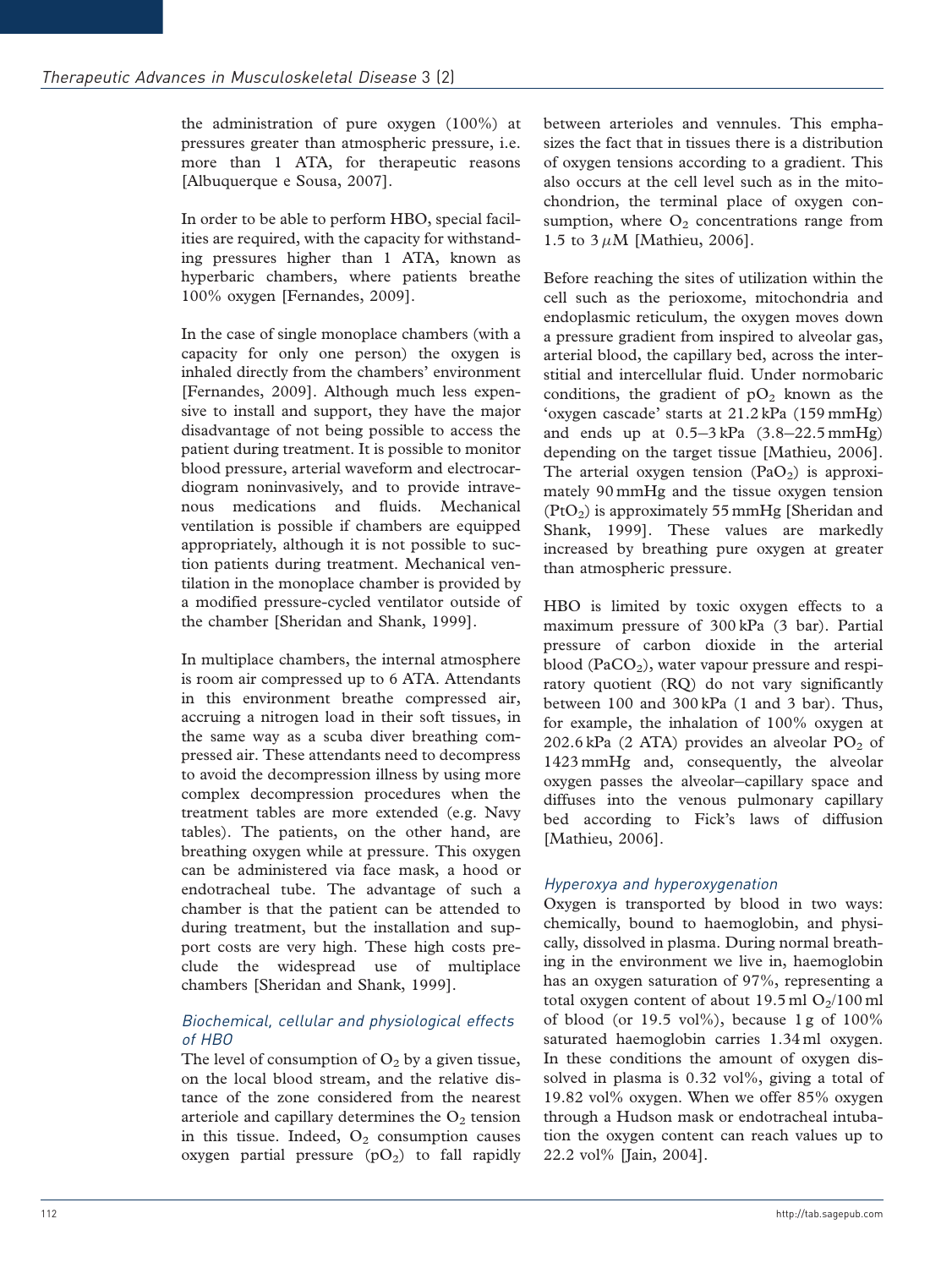the administration of pure oxygen (100%) at pressures greater than atmospheric pressure, i.e. more than 1 ATA, for therapeutic reasons [Albuquerque e Sousa, 2007].

In order to be able to perform HBO, special facilities are required, with the capacity for withstanding pressures higher than 1 ATA, known as hyperbaric chambers, where patients breathe 100% oxygen [Fernandes, 2009].

In the case of single monoplace chambers (with a capacity for only one person) the oxygen is inhaled directly from the chambers' environment [Fernandes, 2009]. Although much less expensive to install and support, they have the major disadvantage of not being possible to access the patient during treatment. It is possible to monitor blood pressure, arterial waveform and electrocardiogram noninvasively, and to provide intravenous medications and fluids. Mechanical ventilation is possible if chambers are equipped appropriately, although it is not possible to suction patients during treatment. Mechanical ventilation in the monoplace chamber is provided by a modified pressure-cycled ventilator outside of the chamber [Sheridan and Shank, 1999].

In multiplace chambers, the internal atmosphere is room air compressed up to 6 ATA. Attendants in this environment breathe compressed air, accruing a nitrogen load in their soft tissues, in the same way as a scuba diver breathing compressed air. These attendants need to decompress to avoid the decompression illness by using more complex decompression procedures when the treatment tables are more extended (e.g. Navy tables). The patients, on the other hand, are breathing oxygen while at pressure. This oxygen can be administered via face mask, a hood or endotracheal tube. The advantage of such a chamber is that the patient can be attended to during treatment, but the installation and support costs are very high. These high costs preclude the widespread use of multiplace chambers [Sheridan and Shank, 1999].

### *Biochemical, cellular and physiological effects of HBO*

The level of consumption of $O_2$ by a given tissue, on the local blood stream, and the relative distance of the zone considered from the nearest arteriole and capillary determines the $O_2$ tension in this tissue. Indeed, $O_2$ consumption causes oxygen partial pressure ($pO_2$) to fall rapidly between arterioles and vennules. This emphasizes the fact that in tissues there is a distribution of oxygen tensions according to a gradient. This also occurs at the cell level such as in the mitochondrion, the terminal place of oxygen consumption, where $O_2$ concentrations range from 1.5 to 3 $\mu$M [Mathieu, 2006].

Before reaching the sites of utilization within the cell such as the perioxome, mitochondria and endoplasmic reticulum, the oxygen moves down a pressure gradient from inspired to alveolar gas, arterial blood, the capillary bed, across the interstitial and intercellular fluid. Under normobaric conditions, the gradient of $pO_2$ known as the 'oxygen cascade' starts at 21.2 kPa (159 mmHg) and ends up at 0.5–3 kPa (3.8–22.5 mmHg) depending on the target tissue [Mathieu, 2006]. The arterial oxygen tension ($PaO_2$) is approximately 90 mmHg and the tissue oxygen tension ($PtO_2$) is approximately 55 mmHg [Sheridan and Shank, 1999]. These values are markedly increased by breathing pure oxygen at greater than atmospheric pressure.

HBO is limited by toxic oxygen effects to a maximum pressure of 300 kPa (3 bar). Partial pressure of carbon dioxide in the arterial blood ($PaCO_2$), water vapour pressure and respiratory quotient (RQ) do not vary significantly between 100 and 300 kPa (1 and 3 bar). Thus, for example, the inhalation of 100% oxygen at 202.6 kPa (2 ATA) provides an alveolar $PO_2$ of 1423 mmHg and, consequently, the alveolar oxygen passes the alveolar–capillary space and diffuses into the venous pulmonary capillary bed according to Fick's laws of diffusion [Mathieu, 2006].

### *Hyperoxya and hyperoxygenation*

Oxygen is transported by blood in two ways: chemically, bound to haemoglobin, and physically, dissolved in plasma. During normal breathing in the environment we live in, haemoglobin has an oxygen saturation of 97%, representing a total oxygen content of about 19.5 ml $O_2$/100 ml of blood (or 19.5 vol%), because 1 g of 100% saturated haemoglobin carries 1.34 ml oxygen. In these conditions the amount of oxygen dissolved in plasma is 0.32 vol%, giving a total of 19.82 vol% oxygen. When we offer 85% oxygen through a Hudson mask or endotracheal intubation the oxygen content can reach values up to 22.2 vol% [Jain, 2004].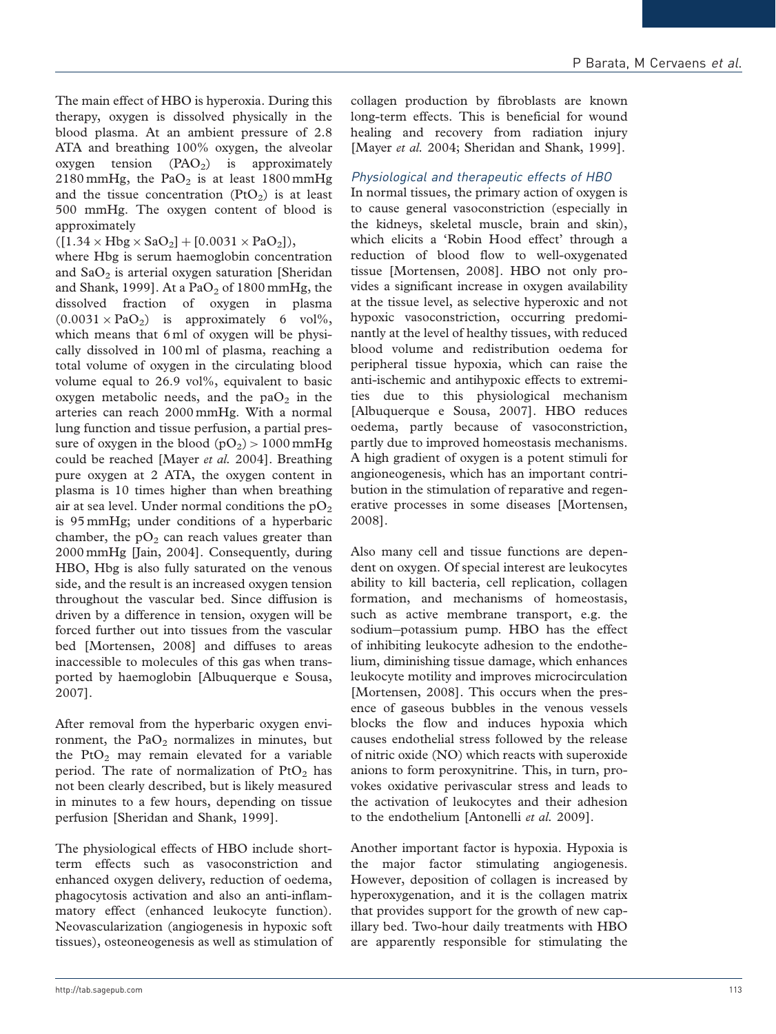The main effect of HBO is hyperoxia. During this therapy, oxygen is dissolved physically in the blood plasma. At an ambient pressure of 2.8 ATA and breathing 100% oxygen, the alveolar oxygen tension ($PAO_2$) is approximately 2180 mmHg, the $PaO_2$ is at least 1800 mmHg and the tissue concentration ($PtO_2$) is at least 500 mmHg. The oxygen content of blood is approximately

$([1.34 \times \text{Hbg} \times SaO_2] + [0.0031 \times PaO_2])$,

where Hbg is serum haemoglobin concentration and $SaO_2$ is arterial oxygen saturation [Sheridan and Shank, 1999]. At a $PaO_2$ of 1800 mmHg, the dissolved fraction of oxygen in plasma ($0.0031 \times PaO_2$) is approximately 6 vol%, which means that 6 ml of oxygen will be physically dissolved in 100 ml of plasma, reaching a total volume of oxygen in the circulating blood volume equal to 26.9 vol%, equivalent to basic oxygen metabolic needs, and the $paO_2$ in the arteries can reach 2000 mmHg. With a normal lung function and tissue perfusion, a partial pressure of oxygen in the blood ($pO_2$) > 1000 mmHg could be reached [Mayer *et al.* 2004]. Breathing pure oxygen at 2 ATA, the oxygen content in plasma is 10 times higher than when breathing air at sea level. Under normal conditions the $pO_2$ is 95 mmHg; under conditions of a hyperbaric chamber, the $pO_2$ can reach values greater than 2000 mmHg [Jain, 2004]. Consequently, during HBO, Hbg is also fully saturated on the venous side, and the result is an increased oxygen tension throughout the vascular bed. Since diffusion is driven by a difference in tension, oxygen will be forced further out into tissues from the vascular bed [Mortensen, 2008] and diffuses to areas inaccessible to molecules of this gas when transported by haemoglobin [Albuquerque e Sousa, 2007].

After removal from the hyperbaric oxygen environment, the $PaO_2$ normalizes in minutes, but the $PtO_2$ may remain elevated for a variable period. The rate of normalization of $PtO_2$ has not been clearly described, but is likely measured in minutes to a few hours, depending on tissue perfusion [Sheridan and Shank, 1999].

The physiological effects of HBO include short-term effects such as vasoconstriction and enhanced oxygen delivery, reduction of oedema, phagocytosis activation and also an anti-inflammatory effect (enhanced leukocyte function). Neovascularization (angiogenesis in hypoxic soft tissues), osteoneogenesis as well as stimulation of collagen production by fibroblasts are known long-term effects. This is beneficial for wound healing and recovery from radiation injury [Mayer *et al.* 2004; Sheridan and Shank, 1999].

### *Physiological and therapeutic effects of HBO*

In normal tissues, the primary action of oxygen is to cause general vasoconstriction (especially in the kidneys, skeletal muscle, brain and skin), which elicits a 'Robin Hood effect' through a reduction of blood flow to well-oxygenated tissue [Mortensen, 2008]. HBO not only provides a significant increase in oxygen availability at the tissue level, as selective hyperoxic and not hypoxic vasoconstriction, occurring predominantly at the level of healthy tissues, with reduced blood volume and redistribution oedema for peripheral tissue hypoxia, which can raise the anti-ischemic and antihypoxic effects to extremities due to this physiological mechanism [Albuquerque e Sousa, 2007]. HBO reduces oedema, partly because of vasoconstriction, partly due to improved homeostasis mechanisms. A high gradient of oxygen is a potent stimuli for angioneogenesis, which has an important contribution in the stimulation of reparative and regenerative processes in some diseases [Mortensen, 2008].

Also many cell and tissue functions are dependent on oxygen. Of special interest are leukocytes ability to kill bacteria, cell replication, collagen formation, and mechanisms of homeostasis, such as active membrane transport, e.g. the sodium–potassium pump. HBO has the effect of inhibiting leukocyte adhesion to the endothelium, diminishing tissue damage, which enhances leukocyte motility and improves microcirculation [Mortensen, 2008]. This occurs when the presence of gaseous bubbles in the venous vessels blocks the flow and induces hypoxia which causes endothelial stress followed by the release of nitric oxide (NO) which reacts with superoxide anions to form peroxynitrine. This, in turn, provokes oxidative perivascular stress and leads to the activation of leukocytes and their adhesion to the endothelium [Antonelli *et al.* 2009].

Another important factor is hypoxia. Hypoxia is the major factor stimulating angiogenesis. However, deposition of collagen is increased by hyperoxygenation, and it is the collagen matrix that provides support for the growth of new capillary bed. Two-hour daily treatments with HBO are apparently responsible for stimulating the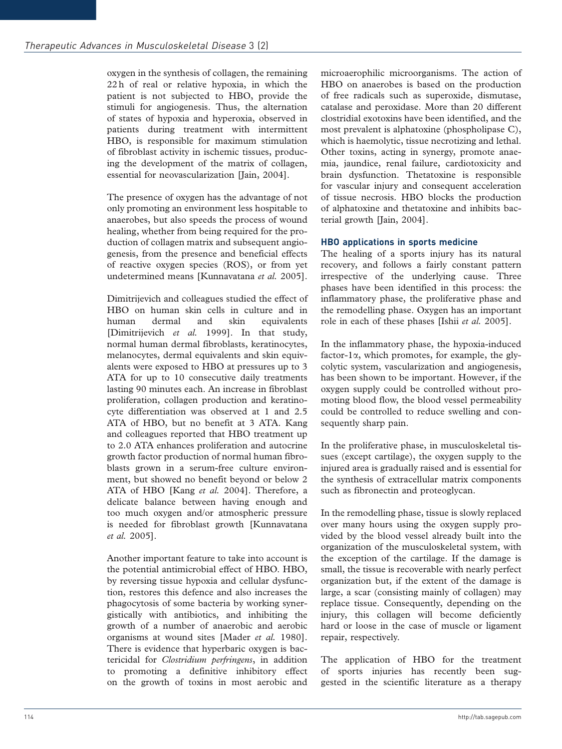oxygen in the synthesis of collagen, the remaining 22 h of real or relative hypoxia, in which the patient is not subjected to HBO, provide the stimuli for angiogenesis. Thus, the alternation of states of hypoxia and hyperoxia, observed in patients during treatment with intermittent HBO, is responsible for maximum stimulation of fibroblast activity in ischemic tissues, producing the development of the matrix of collagen, essential for neovascularization [Jain, 2004].

The presence of oxygen has the advantage of not only promoting an environment less hospitable to anaerobes, but also speeds the process of wound healing, whether from being required for the production of collagen matrix and subsequent angiogenesis, from the presence and beneficial effects of reactive oxygen species (ROS), or from yet undetermined means [Kunnavatana *et al.* 2005].

Dimitrijevich and colleagues studied the effect of HBO on human skin cells in culture and in human dermal and skin equivalents [Dimitrijevich *et al.* 1999]. In that study, normal human dermal fibroblasts, keratinocytes, melanocytes, dermal equivalents and skin equivalents were exposed to HBO at pressures up to 3 ATA for up to 10 consecutive daily treatments lasting 90 minutes each. An increase in fibroblast proliferation, collagen production and keratinocyte differentiation was observed at 1 and 2.5 ATA of HBO, but no benefit at 3 ATA. Kang and colleagues reported that HBO treatment up to 2.0 ATA enhances proliferation and autocrine growth factor production of normal human fibroblasts grown in a serum-free culture environment, but showed no benefit beyond or below 2 ATA of HBO [Kang *et al.* 2004]. Therefore, a delicate balance between having enough and too much oxygen and/or atmospheric pressure is needed for fibroblast growth [Kunnavatana *et al.* 2005].

Another important feature to take into account is the potential antimicrobial effect of HBO. HBO, by reversing tissue hypoxia and cellular dysfunction, restores this defence and also increases the phagocytosis of some bacteria by working synergistically with antibiotics, and inhibiting the growth of a number of anaerobic and aerobic organisms at wound sites [Mader *et al.* 1980]. There is evidence that hyperbaric oxygen is bactericidal for *Clostridium perfringens*, in addition to promoting a definitive inhibitory effect on the growth of toxins in most aerobic and microaerophilic microorganisms. The action of HBO on anaerobes is based on the production of free radicals such as superoxide, dismutase, catalase and peroxidase. More than 20 different clostridial exotoxins have been identified, and the most prevalent is alphatoxine (phospholipase C), which is haemolytic, tissue necrotizing and lethal. Other toxins, acting in synergy, promote anaemia, jaundice, renal failure, cardiotoxicity and brain dysfunction. Thetatoxine is responsible for vascular injury and consequent acceleration of tissue necrosis. HBO blocks the production of alphatoxine and thetatoxine and inhibits bacterial growth [Jain, 2004].

## HBO applications in sports medicine

The healing of a sports injury has its natural recovery, and follows a fairly constant pattern irrespective of the underlying cause. Three phases have been identified in this process: the inflammatory phase, the proliferative phase and the remodelling phase. Oxygen has an important role in each of these phases [Ishii *et al.* 2005].

In the inflammatory phase, the hypoxia-induced factor-1$\alpha$, which promotes, for example, the glycolytic system, vascularization and angiogenesis, has been shown to be important. However, if the oxygen supply could be controlled without promoting blood flow, the blood vessel permeability could be controlled to reduce swelling and consequently sharp pain.

In the proliferative phase, in musculoskeletal tissues (except cartilage), the oxygen supply to the injured area is gradually raised and is essential for the synthesis of extracellular matrix components such as fibronectin and proteoglycan.

In the remodelling phase, tissue is slowly replaced over many hours using the oxygen supply provided by the blood vessel already built into the organization of the musculoskeletal system, with the exception of the cartilage. If the damage is small, the tissue is recoverable with nearly perfect organization but, if the extent of the damage is large, a scar (consisting mainly of collagen) may replace tissue. Consequently, depending on the injury, this collagen will become deficiently hard or loose in the case of muscle or ligament repair, respectively.

The application of HBO for the treatment of sports injuries has recently been suggested in the scientific literature as a therapy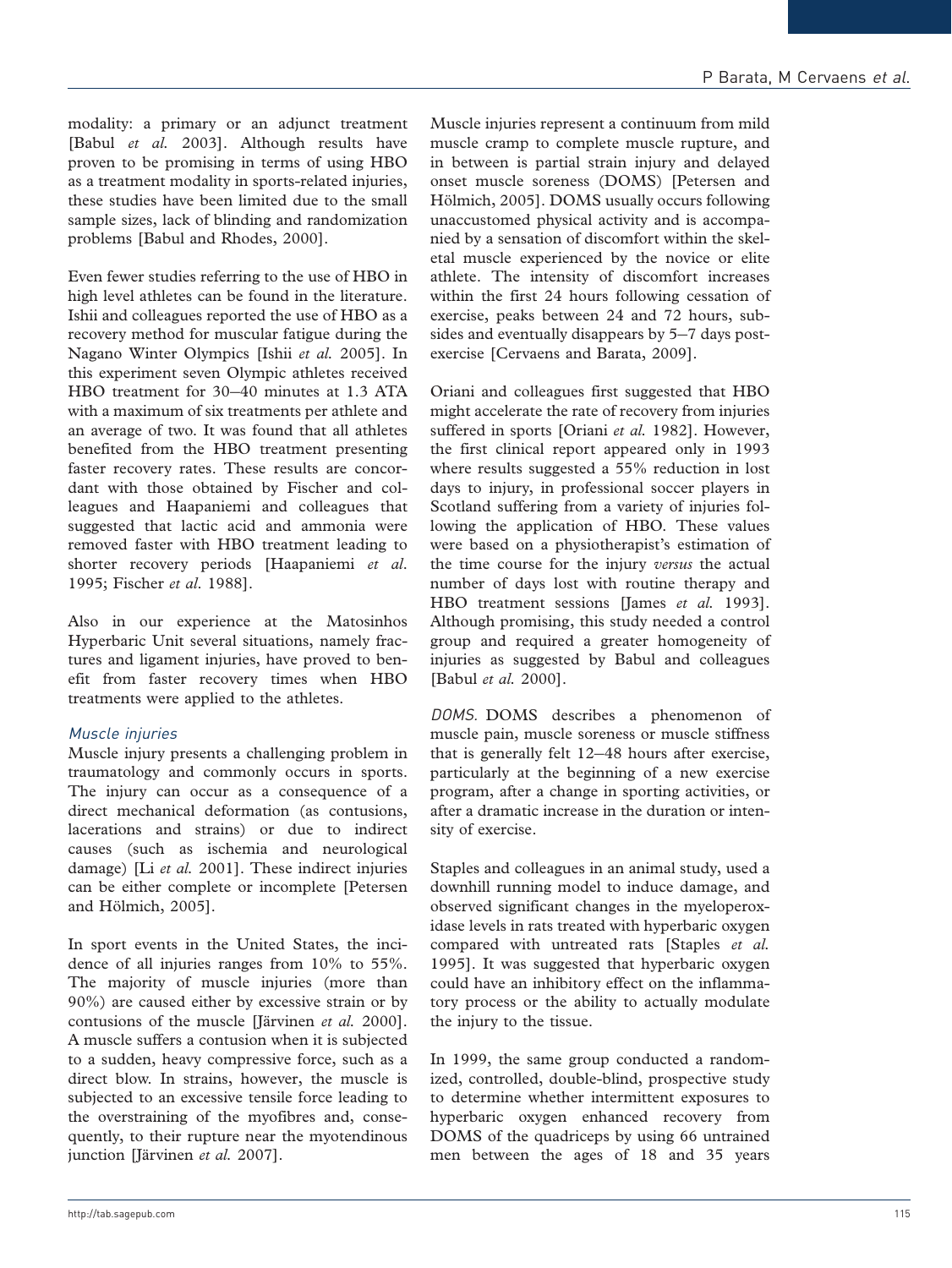modality: a primary or an adjunct treatment [Babul *et al.* 2003]. Although results have proven to be promising in terms of using HBO as a treatment modality in sports-related injuries, these studies have been limited due to the small sample sizes, lack of blinding and randomization problems [Babul and Rhodes, 2000].

Even fewer studies referring to the use of HBO in high level athletes can be found in the literature. Ishii and colleagues reported the use of HBO as a recovery method for muscular fatigue during the Nagano Winter Olympics [Ishii *et al.* 2005]. In this experiment seven Olympic athletes received HBO treatment for 30–40 minutes at 1.3 ATA with a maximum of six treatments per athlete and an average of two. It was found that all athletes benefited from the HBO treatment presenting faster recovery rates. These results are concordant with those obtained by Fischer and colleagues and Haapaniemi and colleagues that suggested that lactic acid and ammonia were removed faster with HBO treatment leading to shorter recovery periods [Haapaniemi *et al.* 1995; Fischer *et al.* 1988].

Also in our experience at the Matosinhos Hyperbaric Unit several situations, namely fractures and ligament injuries, have proved to benefit from faster recovery times when HBO treatments were applied to the athletes.

### *Muscle injuries*

Muscle injury presents a challenging problem in traumatology and commonly occurs in sports. The injury can occur as a consequence of a direct mechanical deformation (as contusions, lacerations and strains) or due to indirect causes (such as ischemia and neurological damage) [Li *et al.* 2001]. These indirect injuries can be either complete or incomplete [Petersen and Hölmich, 2005].

In sport events in the United States, the incidence of all injuries ranges from 10% to 55%. The majority of muscle injuries (more than 90%) are caused either by excessive strain or by contusions of the muscle [Järvinen *et al.* 2000]. A muscle suffers a contusion when it is subjected to a sudden, heavy compressive force, such as a direct blow. In strains, however, the muscle is subjected to an excessive tensile force leading to the overstraining of the myofibres and, consequently, to their rupture near the myotendinous junction [Järvinen *et al.* 2007].

Muscle injuries represent a continuum from mild muscle cramp to complete muscle rupture, and in between is partial strain injury and delayed onset muscle soreness (DOMS) [Petersen and Hölmich, 2005]. DOMS usually occurs following unaccustomed physical activity and is accompanied by a sensation of discomfort within the skeletal muscle experienced by the novice or elite athlete. The intensity of discomfort increases within the first 24 hours following cessation of exercise, peaks between 24 and 72 hours, subsides and eventually disappears by 5–7 days post-exercise [Cervaens and Barata, 2009].

Oriani and colleagues first suggested that HBO might accelerate the rate of recovery from injuries suffered in sports [Oriani *et al.* 1982]. However, the first clinical report appeared only in 1993 where results suggested a 55% reduction in lost days to injury, in professional soccer players in Scotland suffering from a variety of injuries following the application of HBO. These values were based on a physiotherapist's estimation of the time course for the injury *versus* the actual number of days lost with routine therapy and HBO treatment sessions [James *et al.* 1993]. Although promising, this study needed a control group and required a greater homogeneity of injuries as suggested by Babul and colleagues [Babul *et al.* 2000].

*DOMS.* DOMS describes a phenomenon of muscle pain, muscle soreness or muscle stiffness that is generally felt 12–48 hours after exercise, particularly at the beginning of a new exercise program, after a change in sporting activities, or after a dramatic increase in the duration or intensity of exercise.

Staples and colleagues in an animal study, used a downhill running model to induce damage, and observed significant changes in the myeloperoxidase levels in rats treated with hyperbaric oxygen compared with untreated rats [Staples *et al.* 1995]. It was suggested that hyperbaric oxygen could have an inhibitory effect on the inflammatory process or the ability to actually modulate the injury to the tissue.

In 1999, the same group conducted a randomized, controlled, double-blind, prospective study to determine whether intermittent exposures to hyperbaric oxygen enhanced recovery from DOMS of the quadriceps by using 66 untrained men between the ages of 18 and 35 years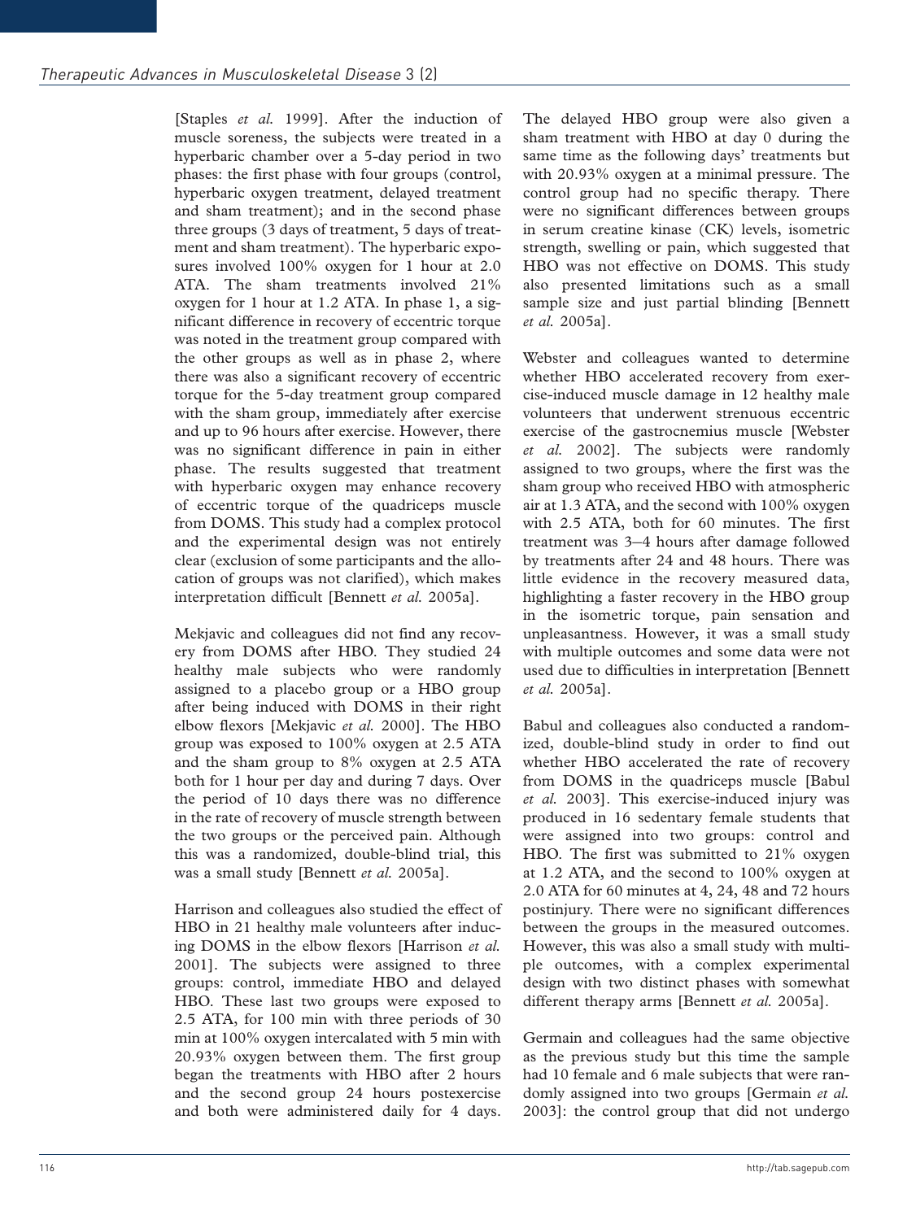[Staples *et al.* 1999]. After the induction of muscle soreness, the subjects were treated in a hyperbaric chamber over a 5-day period in two phases: the first phase with four groups (control, hyperbaric oxygen treatment, delayed treatment and sham treatment); and in the second phase three groups (3 days of treatment, 5 days of treatment and sham treatment). The hyperbaric exposures involved 100% oxygen for 1 hour at 2.0 ATA. The sham treatments involved 21% oxygen for 1 hour at 1.2 ATA. In phase 1, a significant difference in recovery of eccentric torque was noted in the treatment group compared with the other groups as well as in phase 2, where there was also a significant recovery of eccentric torque for the 5-day treatment group compared with the sham group, immediately after exercise and up to 96 hours after exercise. However, there was no significant difference in pain in either phase. The results suggested that treatment with hyperbaric oxygen may enhance recovery of eccentric torque of the quadriceps muscle from DOMS. This study had a complex protocol and the experimental design was not entirely clear (exclusion of some participants and the allocation of groups was not clarified), which makes interpretation difficult [Bennett *et al.* 2005a].

Mekjavic and colleagues did not find any recovery from DOMS after HBO. They studied 24 healthy male subjects who were randomly assigned to a placebo group or a HBO group after being induced with DOMS in their right elbow flexors [Mekjavic *et al.* 2000]. The HBO group was exposed to 100% oxygen at 2.5 ATA and the sham group to 8% oxygen at 2.5 ATA both for 1 hour per day and during 7 days. Over the period of 10 days there was no difference in the rate of recovery of muscle strength between the two groups or the perceived pain. Although this was a randomized, double-blind trial, this was a small study [Bennett *et al.* 2005a].

Harrison and colleagues also studied the effect of HBO in 21 healthy male volunteers after inducing DOMS in the elbow flexors [Harrison *et al.* 2001]. The subjects were assigned to three groups: control, immediate HBO and delayed HBO. These last two groups were exposed to 2.5 ATA, for 100 min with three periods of 30 min at 100% oxygen intercalated with 5 min with 20.93% oxygen between them. The first group began the treatments with HBO after 2 hours and the second group 24 hours postexercise and both were administered daily for 4 days. The delayed HBO group were also given a sham treatment with HBO at day 0 during the same time as the following days' treatments but with 20.93% oxygen at a minimal pressure. The control group had no specific therapy. There were no significant differences between groups in serum creatine kinase (CK) levels, isometric strength, swelling or pain, which suggested that HBO was not effective on DOMS. This study also presented limitations such as a small sample size and just partial blinding [Bennett *et al.* 2005a].

Webster and colleagues wanted to determine whether HBO accelerated recovery from exercise-induced muscle damage in 12 healthy male volunteers that underwent strenuous eccentric exercise of the gastrocnemius muscle [Webster *et al.* 2002]. The subjects were randomly assigned to two groups, where the first was the sham group who received HBO with atmospheric air at 1.3 ATA, and the second with 100% oxygen with 2.5 ATA, both for 60 minutes. The first treatment was 3–4 hours after damage followed by treatments after 24 and 48 hours. There was little evidence in the recovery measured data, highlighting a faster recovery in the HBO group in the isometric torque, pain sensation and unpleasantness. However, it was a small study with multiple outcomes and some data were not used due to difficulties in interpretation [Bennett *et al.* 2005a].

Babul and colleagues also conducted a randomized, double-blind study in order to find out whether HBO accelerated the rate of recovery from DOMS in the quadriceps muscle [Babul *et al.* 2003]. This exercise-induced injury was produced in 16 sedentary female students that were assigned into two groups: control and HBO. The first was submitted to 21% oxygen at 1.2 ATA, and the second to 100% oxygen at 2.0 ATA for 60 minutes at 4, 24, 48 and 72 hours postinjury. There were no significant differences between the groups in the measured outcomes. However, this was also a small study with multiple outcomes, with a complex experimental design with two distinct phases with somewhat different therapy arms [Bennett *et al.* 2005a].

Germain and colleagues had the same objective as the previous study but this time the sample had 10 female and 6 male subjects that were randomly assigned into two groups [Germain *et al.* 2003]: the control group that did not undergo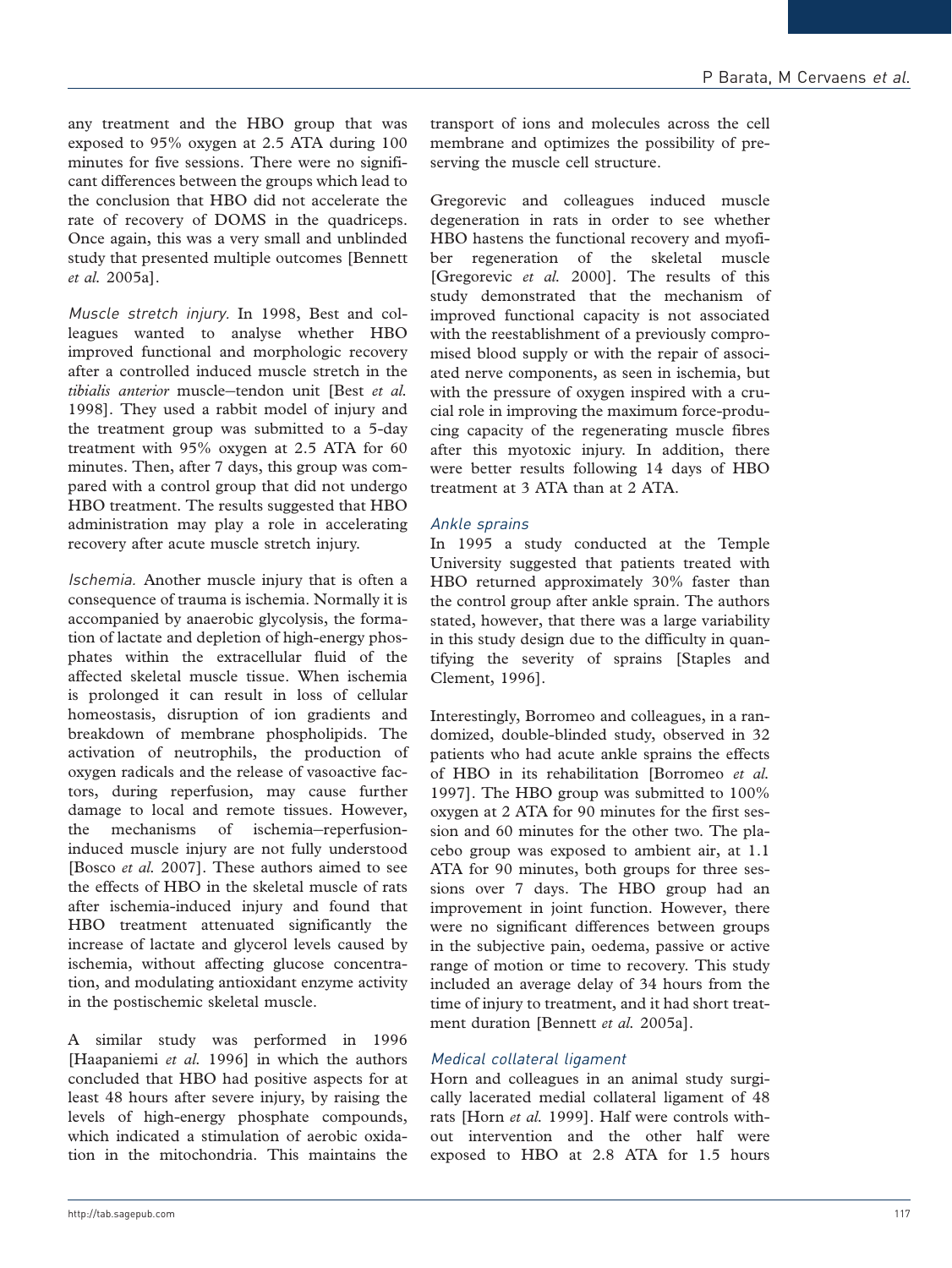any treatment and the HBO group that was exposed to 95% oxygen at 2.5 ATA during 100 minutes for five sessions. There were no significant differences between the groups which lead to the conclusion that HBO did not accelerate the rate of recovery of DOMS in the quadriceps. Once again, this was a very small and unblinded study that presented multiple outcomes [Bennett *et al.* 2005a].

*Muscle stretch injury.* In 1998, Best and colleagues wanted to analyse whether HBO improved functional and morphologic recovery after a controlled induced muscle stretch in the *tibialis anterior* muscle–tendon unit [Best *et al.* 1998]. They used a rabbit model of injury and the treatment group was submitted to a 5-day treatment with 95% oxygen at 2.5 ATA for 60 minutes. Then, after 7 days, this group was compared with a control group that did not undergo HBO treatment. The results suggested that HBO administration may play a role in accelerating recovery after acute muscle stretch injury.

*Ischemia.* Another muscle injury that is often a consequence of trauma is ischemia. Normally it is accompanied by anaerobic glycolysis, the formation of lactate and depletion of high-energy phosphates within the extracellular fluid of the affected skeletal muscle tissue. When ischemia is prolonged it can result in loss of cellular homeostasis, disruption of ion gradients and breakdown of membrane phospholipids. The activation of neutrophils, the production of oxygen radicals and the release of vasoactive factors, during reperfusion, may cause further damage to local and remote tissues. However, the mechanisms of ischemia–reperfusion-induced muscle injury are not fully understood [Bosco *et al.* 2007]. These authors aimed to see the effects of HBO in the skeletal muscle of rats after ischemia-induced injury and found that HBO treatment attenuated significantly the increase of lactate and glycerol levels caused by ischemia, without affecting glucose concentration, and modulating antioxidant enzyme activity in the postischemic skeletal muscle.

A similar study was performed in 1996 [Haapaniemi *et al.* 1996] in which the authors concluded that HBO had positive aspects for at least 48 hours after severe injury, by raising the levels of high-energy phosphate compounds, which indicated a stimulation of aerobic oxidation in the mitochondria. This maintains the transport of ions and molecules across the cell membrane and optimizes the possibility of preserving the muscle cell structure.

Gregorevic and colleagues induced muscle degeneration in rats in order to see whether HBO hastens the functional recovery and myofiber regeneration of the skeletal muscle [Gregorevic *et al.* 2000]. The results of this study demonstrated that the mechanism of improved functional capacity is not associated with the reestablishment of a previously compromised blood supply or with the repair of associated nerve components, as seen in ischemia, but with the pressure of oxygen inspired with a crucial role in improving the maximum force-producing capacity of the regenerating muscle fibres after this myotoxic injury. In addition, there were better results following 14 days of HBO treatment at 3 ATA than at 2 ATA.

### Ankle sprains

In 1995 a study conducted at the Temple University suggested that patients treated with HBO returned approximately 30% faster than the control group after ankle sprain. The authors stated, however, that there was a large variability in this study design due to the difficulty in quantifying the severity of sprains [Staples and Clement, 1996].

Interestingly, Borromeo and colleagues, in a randomized, double-blinded study, observed in 32 patients who had acute ankle sprains the effects of HBO in its rehabilitation [Borromeo *et al.* 1997]. The HBO group was submitted to 100% oxygen at 2 ATA for 90 minutes for the first session and 60 minutes for the other two. The placebo group was exposed to ambient air, at 1.1 ATA for 90 minutes, both groups for three sessions over 7 days. The HBO group had an improvement in joint function. However, there were no significant differences between groups in the subjective pain, oedema, passive or active range of motion or time to recovery. This study included an average delay of 34 hours from the time of injury to treatment, and it had short treatment duration [Bennett *et al.* 2005a].

### Medical collateral ligament

Horn and colleagues in an animal study surgically lacerated medial collateral ligament of 48 rats [Horn *et al.* 1999]. Half were controls without intervention and the other half were exposed to HBO at 2.8 ATA for 1.5 hours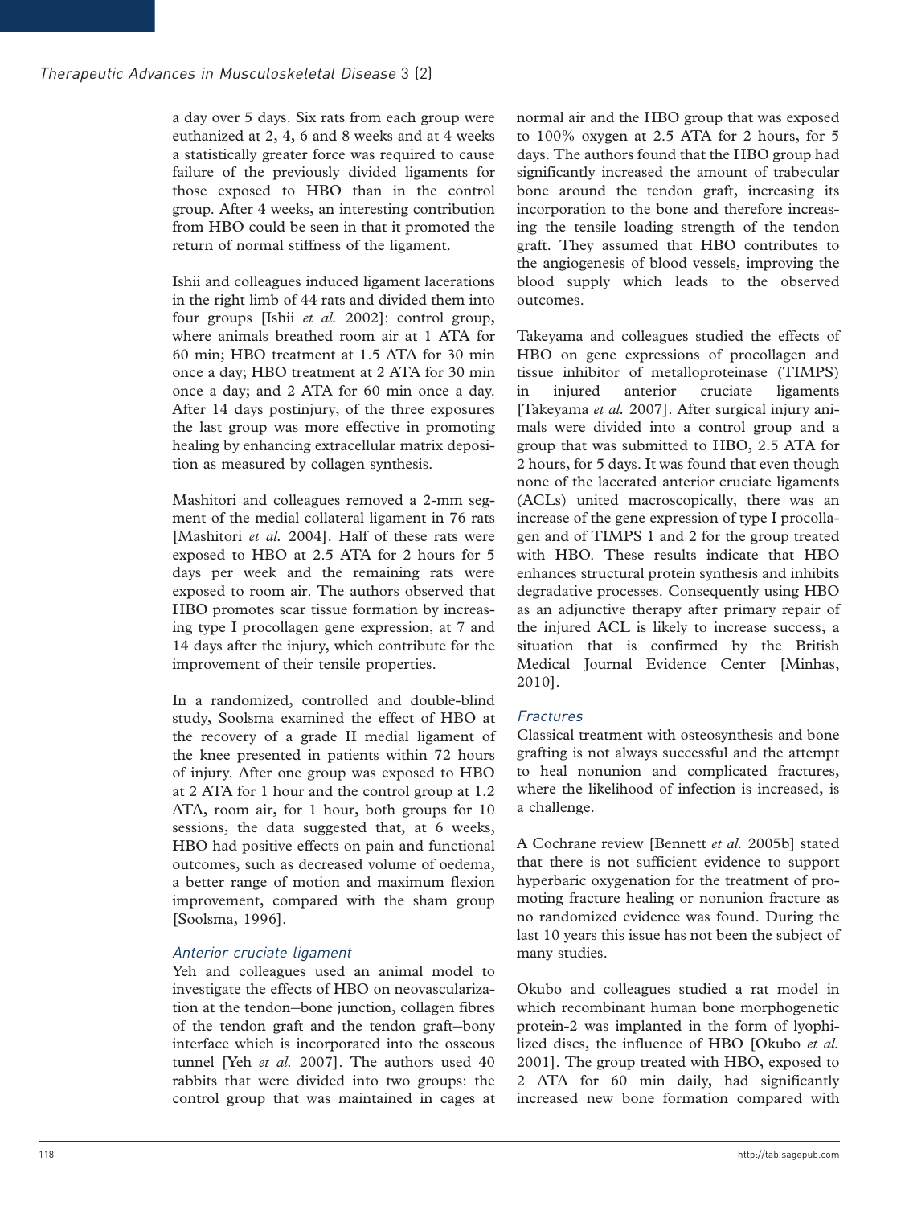a day over 5 days. Six rats from each group were euthanized at 2, 4, 6 and 8 weeks and at 4 weeks a statistically greater force was required to cause failure of the previously divided ligaments for those exposed to HBO than in the control group. After 4 weeks, an interesting contribution from HBO could be seen in that it promoted the return of normal stiffness of the ligament.

Ishii and colleagues induced ligament lacerations in the right limb of 44 rats and divided them into four groups [Ishii *et al.* 2002]: control group, where animals breathed room air at 1 ATA for 60 min; HBO treatment at 1.5 ATA for 30 min once a day; HBO treatment at 2 ATA for 30 min once a day; and 2 ATA for 60 min once a day. After 14 days postinjury, of the three exposures the last group was more effective in promoting healing by enhancing extracellular matrix deposition as measured by collagen synthesis.

Mashitori and colleagues removed a 2-mm segment of the medial collateral ligament in 76 rats [Mashitori *et al.* 2004]. Half of these rats were exposed to HBO at 2.5 ATA for 2 hours for 5 days per week and the remaining rats were exposed to room air. The authors observed that HBO promotes scar tissue formation by increasing type I procollagen gene expression, at 7 and 14 days after the injury, which contribute for the improvement of their tensile properties.

In a randomized, controlled and double-blind study, Soolsma examined the effect of HBO at the recovery of a grade II medial ligament of the knee presented in patients within 72 hours of injury. After one group was exposed to HBO at 2 ATA for 1 hour and the control group at 1.2 ATA, room air, for 1 hour, both groups for 10 sessions, the data suggested that, at 6 weeks, HBO had positive effects on pain and functional outcomes, such as decreased volume of oedema, a better range of motion and maximum flexion improvement, compared with the sham group [Soolsma, 1996].

### *Anterior cruciate ligament*

Yeh and colleagues used an animal model to investigate the effects of HBO on neovascularization at the tendon–bone junction, collagen fibres of the tendon graft and the tendon graft–bony interface which is incorporated into the osseous tunnel [Yeh *et al.* 2007]. The authors used 40 rabbits that were divided into two groups: the control group that was maintained in cages at normal air and the HBO group that was exposed to 100% oxygen at 2.5 ATA for 2 hours, for 5 days. The authors found that the HBO group had significantly increased the amount of trabecular bone around the tendon graft, increasing its incorporation to the bone and therefore increasing the tensile loading strength of the tendon graft. They assumed that HBO contributes to the angiogenesis of blood vessels, improving the blood supply which leads to the observed outcomes.

Takeyama and colleagues studied the effects of HBO on gene expressions of procollagen and tissue inhibitor of metalloproteinase (TIMPS) in injured anterior cruciate ligaments [Takeyama *et al.* 2007]. After surgical injury animals were divided into a control group and a group that was submitted to HBO, 2.5 ATA for 2 hours, for 5 days. It was found that even though none of the lacerated anterior cruciate ligaments (ACLs) united macroscopically, there was an increase of the gene expression of type I procollagen and of TIMPS 1 and 2 for the group treated with HBO. These results indicate that HBO enhances structural protein synthesis and inhibits degradative processes. Consequently using HBO as an adjunctive therapy after primary repair of the injured ACL is likely to increase success, a situation that is confirmed by the British Medical Journal Evidence Center [Minhas, 2010].

### *Fractures*

Classical treatment with osteosynthesis and bone grafting is not always successful and the attempt to heal nonunion and complicated fractures, where the likelihood of infection is increased, is a challenge.

A Cochrane review [Bennett *et al.* 2005b] stated that there is not sufficient evidence to support hyperbaric oxygenation for the treatment of promoting fracture healing or nonunion fracture as no randomized evidence was found. During the last 10 years this issue has not been the subject of many studies.

Okubo and colleagues studied a rat model in which recombinant human bone morphogenetic protein-2 was implanted in the form of lyophilized discs, the influence of HBO [Okubo *et al.* 2001]. The group treated with HBO, exposed to 2 ATA for 60 min daily, had significantly increased new bone formation compared with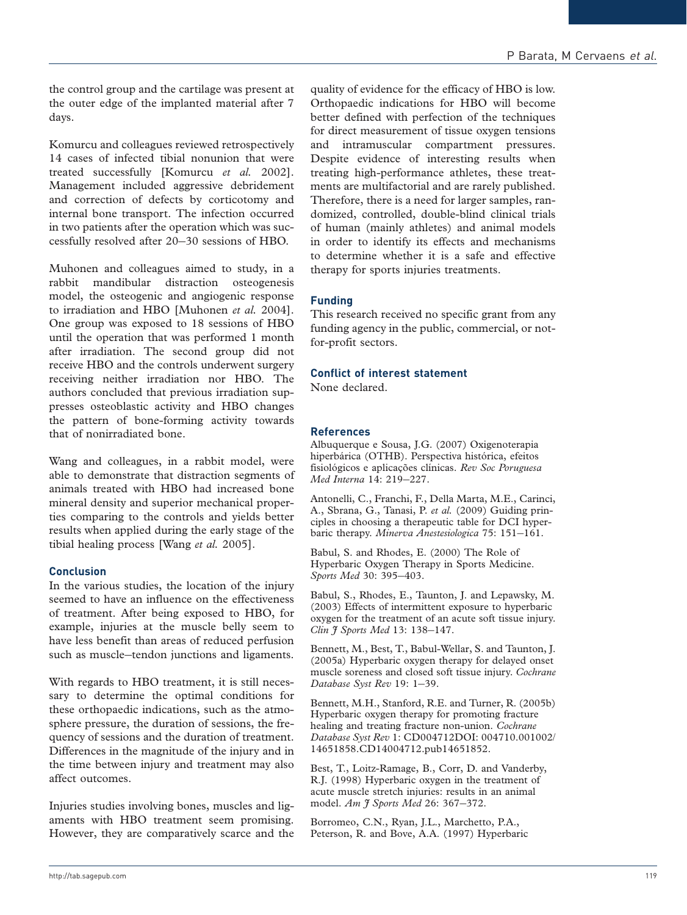the control group and the cartilage was present at the outer edge of the implanted material after 7 days.

Komurcu and colleagues reviewed retrospectively 14 cases of infected tibial nonunion that were treated successfully [Komurcu *et al.* 2002]. Management included aggressive debridement and correction of defects by corticotomy and internal bone transport. The infection occurred in two patients after the operation which was successfully resolved after 20–30 sessions of HBO.

Muhonen and colleagues aimed to study, in a rabbit mandibular distraction osteogenesis model, the osteogenic and angiogenic response to irradiation and HBO [Muhonen *et al.* 2004]. One group was exposed to 18 sessions of HBO until the operation that was performed 1 month after irradiation. The second group did not receive HBO and the controls underwent surgery receiving neither irradiation nor HBO. The authors concluded that previous irradiation suppresses osteoblastic activity and HBO changes the pattern of bone-forming activity towards that of nonirradiated bone.

Wang and colleagues, in a rabbit model, were able to demonstrate that distraction segments of animals treated with HBO had increased bone mineral density and superior mechanical properties comparing to the controls and yields better results when applied during the early stage of the tibial healing process [Wang *et al.* 2005].

## Conclusion

In the various studies, the location of the injury seemed to have an influence on the effectiveness of treatment. After being exposed to HBO, for example, injuries at the muscle belly seem to have less benefit than areas of reduced perfusion such as muscle–tendon junctions and ligaments.

With regards to HBO treatment, it is still necessary to determine the optimal conditions for these orthopaedic indications, such as the atmosphere pressure, the duration of sessions, the frequency of sessions and the duration of treatment. Differences in the magnitude of the injury and in the time between injury and treatment may also affect outcomes.

Injuries studies involving bones, muscles and ligaments with HBO treatment seem promising. However, they are comparatively scarce and the quality of evidence for the efficacy of HBO is low. Orthopaedic indications for HBO will become better defined with perfection of the techniques for direct measurement of tissue oxygen tensions and intramuscular compartment pressures. Despite evidence of interesting results when treating high-performance athletes, these treatments are multifactorial and are rarely published. Therefore, there is a need for larger samples, randomized, controlled, double-blind clinical trials of human (mainly athletes) and animal models in order to identify its effects and mechanisms to determine whether it is a safe and effective therapy for sports injuries treatments.

## Funding

This research received no specific grant from any funding agency in the public, commercial, or not-for-profit sectors.

## Conflict of interest statement

None declared.

## References

Albuquerque e Sousa, J.G. (2007) Oxigenoterapia hiperbárica (OTHB). Perspectiva histórica, efeitos fisiológicos e aplicações clínicas. *Rev Soc Poruguesa Med Interna* 14: 219–227.

Antonelli, C., Franchi, F., Della Marta, M.E., Carinci, A., Sbrana, G., Tanasi, P. *et al.* (2009) Guiding principles in choosing a therapeutic table for DCI hyperbaric therapy. *Minerva Anestesiologica* 75: 151–161.

Babul, S. and Rhodes, E. (2000) The Role of Hyperbaric Oxygen Therapy in Sports Medicine. *Sports Med* 30: 395–403.

Babul, S., Rhodes, E., Taunton, J. and Lepawsky, M. (2003) Effects of intermittent exposure to hyperbaric oxygen for the treatment of an acute soft tissue injury. *Clin J Sports Med* 13: 138–147.

Bennett, M., Best, T., Babul-Wellar, S. and Taunton, J. (2005a) Hyperbaric oxygen therapy for delayed onset muscle soreness and closed soft tissue injury. *Cochrane Database Syst Rev* 19: 1–39.

Bennett, M.H., Stanford, R.E. and Turner, R. (2005b) Hyperbaric oxygen therapy for promoting fracture healing and treating fracture non-union. *Cochrane Database Syst Rev* 1: CD004712DOI: 004710.001002/14651858.CD14004712.pub14651852.

Best, T., Loitz-Ramage, B., Corr, D. and Vanderby, R.J. (1998) Hyperbaric oxygen in the treatment of acute muscle stretch injuries: results in an animal model. *Am J Sports Med* 26: 367–372.

Borromeo, C.N., Ryan, J.L., Marchetto, P.A., Peterson, R. and Bove, A.A. (1997) Hyperbaric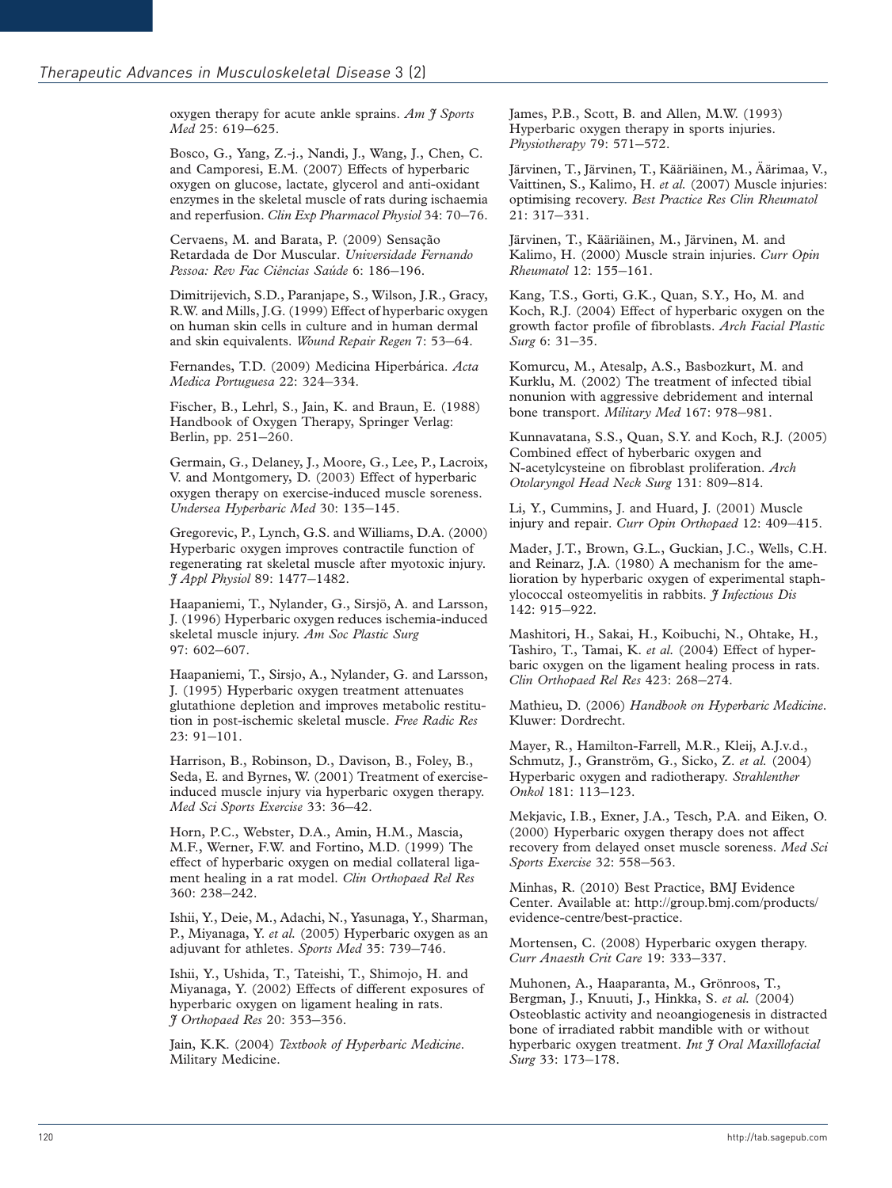oxygen therapy for acute ankle sprains. *Am J Sports Med* 25: 619–625.

Bosco, G., Yang, Z.-j., Nandi, J., Wang, J., Chen, C. and Camporesi, E.M. (2007) Effects of hyperbaric oxygen on glucose, lactate, glycerol and anti-oxidant enzymes in the skeletal muscle of rats during ischaemia and reperfusion. *Clin Exp Pharmacol Physiol* 34: 70–76.

Cervaens, M. and Barata, P. (2009) Sensação Retardada de Dor Muscular. *Universidade Fernando Pessoa: Rev Fac Ciências Saúde* 6: 186–196.

Dimitrijevich, S.D., Paranjape, S., Wilson, J.R., Gracy, R.W. and Mills, J.G. (1999) Effect of hyperbaric oxygen on human skin cells in culture and in human dermal and skin equivalents. *Wound Repair Regen* 7: 53–64.

Fernandes, T.D. (2009) Medicina Hiperbárica. *Acta Medica Portuguesa* 22: 324–334.

Fischer, B., Lehrl, S., Jain, K. and Braun, E. (1988) Handbook of Oxygen Therapy, Springer Verlag: Berlin, pp. 251–260.

Germain, G., Delaney, J., Moore, G., Lee, P., Lacroix, V. and Montgomery, D. (2003) Effect of hyperbaric oxygen therapy on exercise-induced muscle soreness. *Undersea Hyperbaric Med* 30: 135–145.

Gregorevic, P., Lynch, G.S. and Williams, D.A. (2000) Hyperbaric oxygen improves contractile function of regenerating rat skeletal muscle after myotoxic injury. *J Appl Physiol* 89: 1477–1482.

Haapaniemi, T., Nylander, G., Sirsjö, A. and Larsson, J. (1996) Hyperbaric oxygen reduces ischemia-induced skeletal muscle injury. *Am Soc Plastic Surg* 97: 602–607.

Haapaniemi, T., Sirsjo, A., Nylander, G. and Larsson, J. (1995) Hyperbaric oxygen treatment attenuates glutathione depletion and improves metabolic restitution in post-ischemic skeletal muscle. *Free Radic Res* 23: 91–101.

Harrison, B., Robinson, D., Davison, B., Foley, B., Seda, E. and Byrnes, W. (2001) Treatment of exercise-induced muscle injury via hyperbaric oxygen therapy. *Med Sci Sports Exercise* 33: 36–42.

Horn, P.C., Webster, D.A., Amin, H.M., Mascia, M.F., Werner, F.W. and Fortino, M.D. (1999) The effect of hyperbaric oxygen on medial collateral ligament healing in a rat model. *Clin Orthopaed Rel Res* 360: 238–242.

Ishii, Y., Deie, M., Adachi, N., Yasunaga, Y., Sharman, P., Miyanaga, Y. *et al.* (2005) Hyperbaric oxygen as an adjuvant for athletes. *Sports Med* 35: 739–746.

Ishii, Y., Ushida, T., Tateishi, T., Shimojo, H. and Miyanaga, Y. (2002) Effects of different exposures of hyperbaric oxygen on ligament healing in rats. *J Orthopaed Res* 20: 353–356.

Jain, K.K. (2004) *Textbook of Hyperbaric Medicine*. Military Medicine.

James, P.B., Scott, B. and Allen, M.W. (1993) Hyperbaric oxygen therapy in sports injuries. *Physiotherapy* 79: 571–572.

Järvinen, T., Järvinen, T., Kääriäinen, M., Äärimaa, V., Vaittinen, S., Kalimo, H. *et al.* (2007) Muscle injuries: optimising recovery. *Best Practice Res Clin Rheumatol* 21: 317–331.

Järvinen, T., Kääriäinen, M., Järvinen, M. and Kalimo, H. (2000) Muscle strain injuries. *Curr Opin Rheumatol* 12: 155–161.

Kang, T.S., Gorti, G.K., Quan, S.Y., Ho, M. and Koch, R.J. (2004) Effect of hyperbaric oxygen on the growth factor profile of fibroblasts. *Arch Facial Plastic Surg* 6: 31–35.

Komurcu, M., Atesalp, A.S., Basbozkurt, M. and Kurklu, M. (2002) The treatment of infected tibial nonunion with aggressive debridement and internal bone transport. *Military Med* 167: 978–981.

Kunnavatana, S.S., Quan, S.Y. and Koch, R.J. (2005) Combined effect of hyberbaric oxygen and N-acetylcysteine on fibroblast proliferation. *Arch Otolaryngol Head Neck Surg* 131: 809–814.

Li, Y., Cummins, J. and Huard, J. (2001) Muscle injury and repair. *Curr Opin Orthopaed* 12: 409–415.

Mader, J.T., Brown, G.L., Guckian, J.C., Wells, C.H. and Reinarz, J.A. (1980) A mechanism for the amelioration by hyperbaric oxygen of experimental staphylococcal osteomyelitis in rabbits. *J Infectious Dis* 142: 915–922.

Mashitori, H., Sakai, H., Koibuchi, N., Ohtake, H., Tashiro, T., Tamai, K. *et al.* (2004) Effect of hyperbaric oxygen on the ligament healing process in rats. *Clin Orthopaed Rel Res* 423: 268–274.

Mathieu, D. (2006) *Handbook on Hyperbaric Medicine*. Kluwer: Dordrecht.

Mayer, R., Hamilton-Farrell, M.R., Kleij, A.J.v.d., Schmutz, J., Granström, G., Sicko, Z. *et al.* (2004) Hyperbaric oxygen and radiotherapy. *Strahlenther Onkol* 181: 113–123.

Mekjavic, I.B., Exner, J.A., Tesch, P.A. and Eiken, O. (2000) Hyperbaric oxygen therapy does not affect recovery from delayed onset muscle soreness. *Med Sci Sports Exercise* 32: 558–563.

Minhas, R. (2010) Best Practice, BMJ Evidence Center. Available at: http://group.bmj.com/products/evidence-centre/best-practice.

Mortensen, C. (2008) Hyperbaric oxygen therapy. *Curr Anaesth Crit Care* 19: 333–337.

Muhonen, A., Haaparanta, M., Grönroos, T., Bergman, J., Knuuti, J., Hinkka, S. *et al.* (2004) Osteoblastic activity and neoangiogenesis in distracted bone of irradiated rabbit mandible with or without hyperbaric oxygen treatment. *Int J Oral Maxillofacial Surg* 33: 173–178.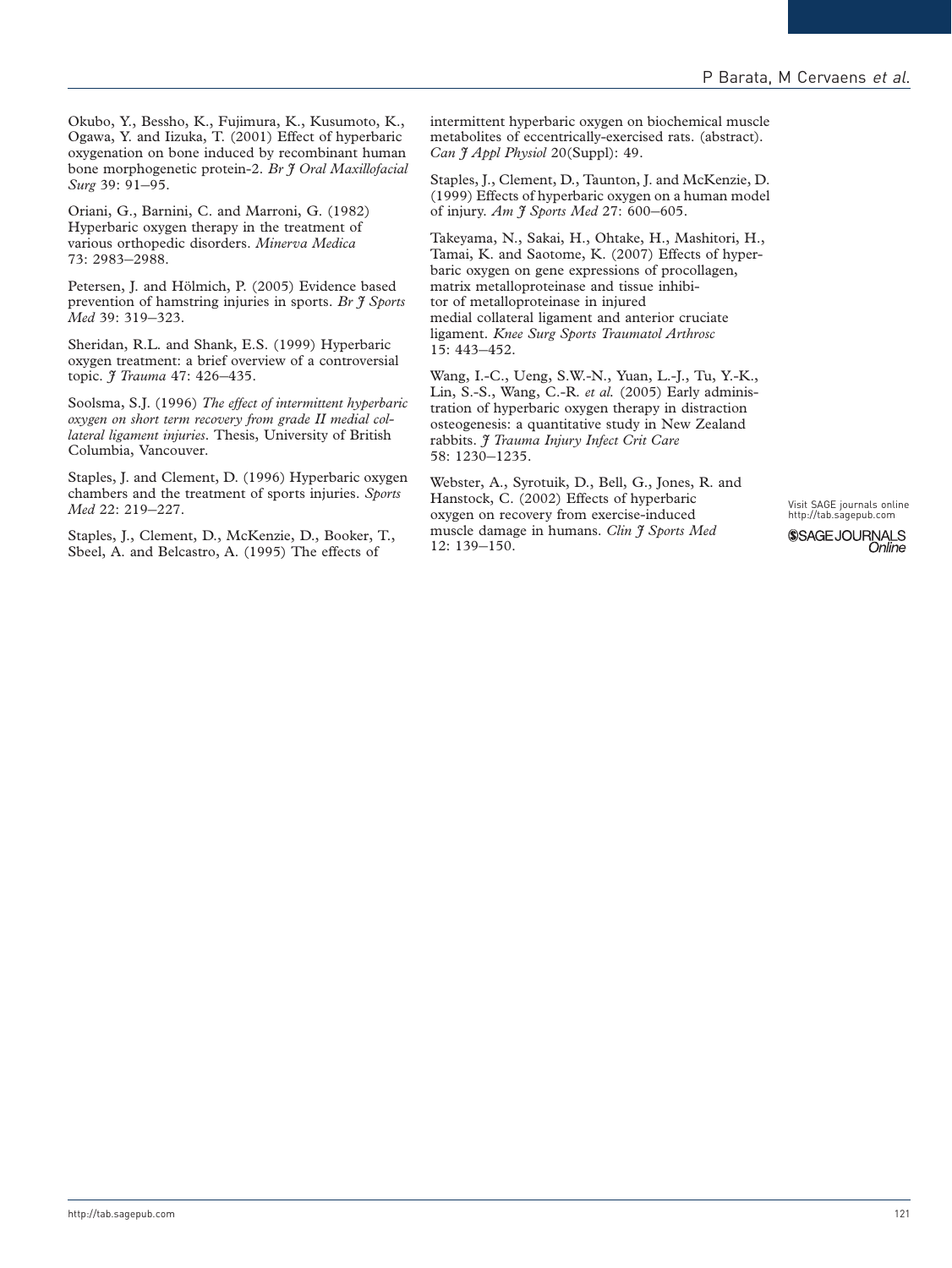Okubo, Y., Bessho, K., Fujimura, K., Kusumoto, K., Ogawa, Y. and Iizuka, T. (2001) Effect of hyperbaric oxygenation on bone induced by recombinant human bone morphogenetic protein-2. *Br J Oral Maxillofacial Surg* 39: 91–95.

Oriani, G., Barnini, C. and Marroni, G. (1982) Hyperbaric oxygen therapy in the treatment of various orthopedic disorders. *Minerva Medica* 73: 2983–2988.

Petersen, J. and Hölmich, P. (2005) Evidence based prevention of hamstring injuries in sports. *Br J Sports Med* 39: 319–323.

Sheridan, R.L. and Shank, E.S. (1999) Hyperbaric oxygen treatment: a brief overview of a controversial topic. *J Trauma* 47: 426–435.

Soolsma, S.J. (1996) *The effect of intermittent hyperbaric oxygen on short term recovery from grade II medial collateral ligament injuries*. Thesis, University of British Columbia, Vancouver.

Staples, J. and Clement, D. (1996) Hyperbaric oxygen chambers and the treatment of sports injuries. *Sports Med* 22: 219–227.

Staples, J., Clement, D., McKenzie, D., Booker, T., Sbeel, A. and Belcastro, A. (1995) The effects of intermittent hyperbaric oxygen on biochemical muscle metabolites of eccentrically-exercised rats. (abstract). *Can J Appl Physiol* 20(Suppl): 49.

Staples, J., Clement, D., Taunton, J. and McKenzie, D. (1999) Effects of hyperbaric oxygen on a human model of injury. *Am J Sports Med* 27: 600–605.

Takeyama, N., Sakai, H., Ohtake, H., Mashitori, H., Tamai, K. and Saotome, K. (2007) Effects of hyperbaric oxygen on gene expressions of procollagen, matrix metalloproteinase and tissue inhibitor of metalloproteinase in injured medial collateral ligament and anterior cruciate ligament. *Knee Surg Sports Traumatol Arthrosc* 15: 443–452.

Wang, I.-C., Ueng, S.W.-N., Yuan, L.-J., Tu, Y.-K., Lin, S.-S., Wang, C.-R. *et al.* (2005) Early administration of hyperbaric oxygen therapy in distraction osteogenesis: a quantitative study in New Zealand rabbits. *J Trauma Injury Infect Crit Care* 58: 1230–1235.

Webster, A., Syrotuik, D., Bell, G., Jones, R. and Hanstock, C. (2002) Effects of hyperbaric oxygen on recovery from exercise-induced muscle damage in humans. *Clin J Sports Med* 12: 139–150.

Visit SAGE journals online http://tab.sagepub.com

SAGE JOURNALS Online